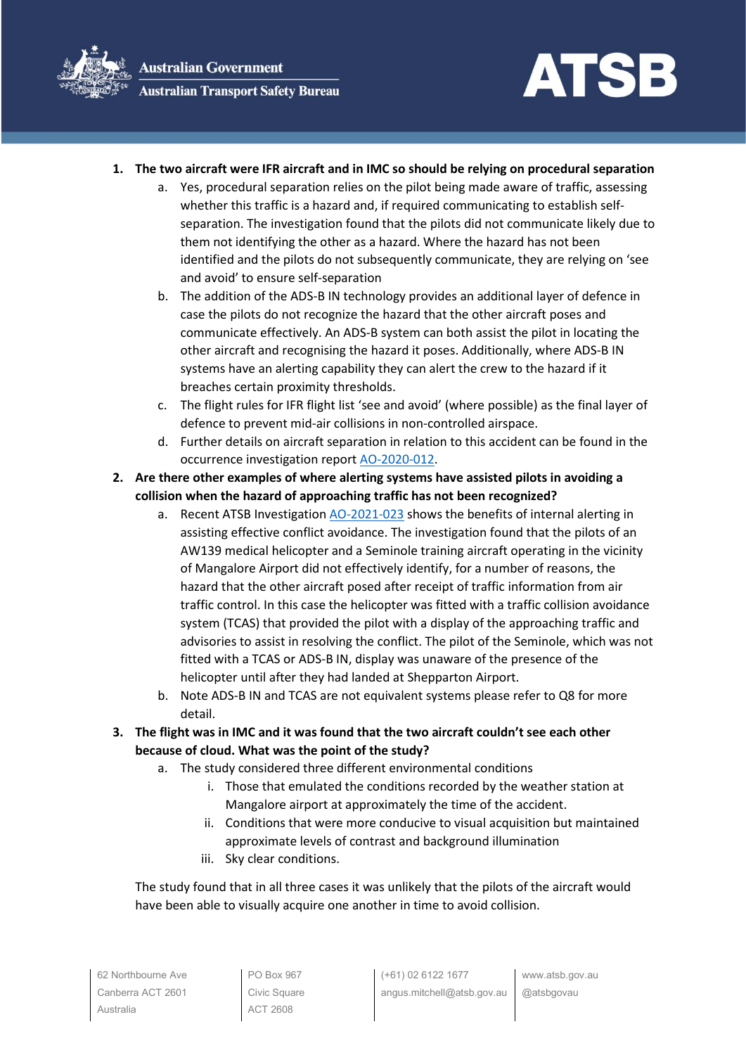1. **The two aircraft were IFR aircraft and in IMC so should be relying on procedural separation**
    a. Yes, procedural separation relies on the pilot being made aware of traffic, assessing whether this traffic is a hazard and, if required communicating to establish self-separation. The investigation found that the pilots did not communicate likely due to them not identifying the other as a hazard. Where the hazard has not been identified and the pilots do not subsequently communicate, they are relying on 'see and avoid' to ensure self-separation
    b. The addition of the ADS-B IN technology provides an additional layer of defence in case the pilots do not recognize the hazard that the other aircraft poses and communicate effectively. An ADS-B system can both assist the pilot in locating the other aircraft and recognising the hazard it poses. Additionally, where ADS-B IN systems have an alerting capability they can alert the crew to the hazard if it breaches certain proximity thresholds.
    c. The flight rules for IFR flight list 'see and avoid' (where possible) as the final layer of defence to prevent mid-air collisions in non-controlled airspace.
    d. Further details on aircraft separation in relation to this accident can be found in the occurrence investigation report [AO-2020-012](AO-2020-012).
2. **Are there other examples of where alerting systems have assisted pilots in avoiding a collision when the hazard of approaching traffic has not been recognized?**
    a. Recent ATSB Investigation [AO-2021-023](AO-2021-023) shows the benefits of internal alerting in assisting effective conflict avoidance. The investigation found that the pilots of an AW139 medical helicopter and a Seminole training aircraft operating in the vicinity of Mangalore Airport did not effectively identify, for a number of reasons, the hazard that the other aircraft posed after receipt of traffic information from air traffic control. In this case the helicopter was fitted with a traffic collision avoidance system (TCAS) that provided the pilot with a display of the approaching traffic and advisories to assist in resolving the conflict. The pilot of the Seminole, which was not fitted with a TCAS or ADS-B IN, display was unaware of the presence of the helicopter until after they had landed at Shepparton Airport.
    b. Note ADS-B IN and TCAS are not equivalent systems please refer to Q8 for more detail.
3. **The flight was in IMC and it was found that the two aircraft couldn't see each other because of cloud. What was the point of the study?**
    a. The study considered three different environmental conditions
        i. Those that emulated the conditions recorded by the weather station at Mangalore airport at approximately the time of the accident.
        ii. Conditions that were more conducive to visual acquisition but maintained approximate levels of contrast and background illumination
        iii. Sky clear conditions.

    The study found that in all three cases it was unlikely that the pilots of the aircraft would have been able to visually acquire one another in time to avoid collision.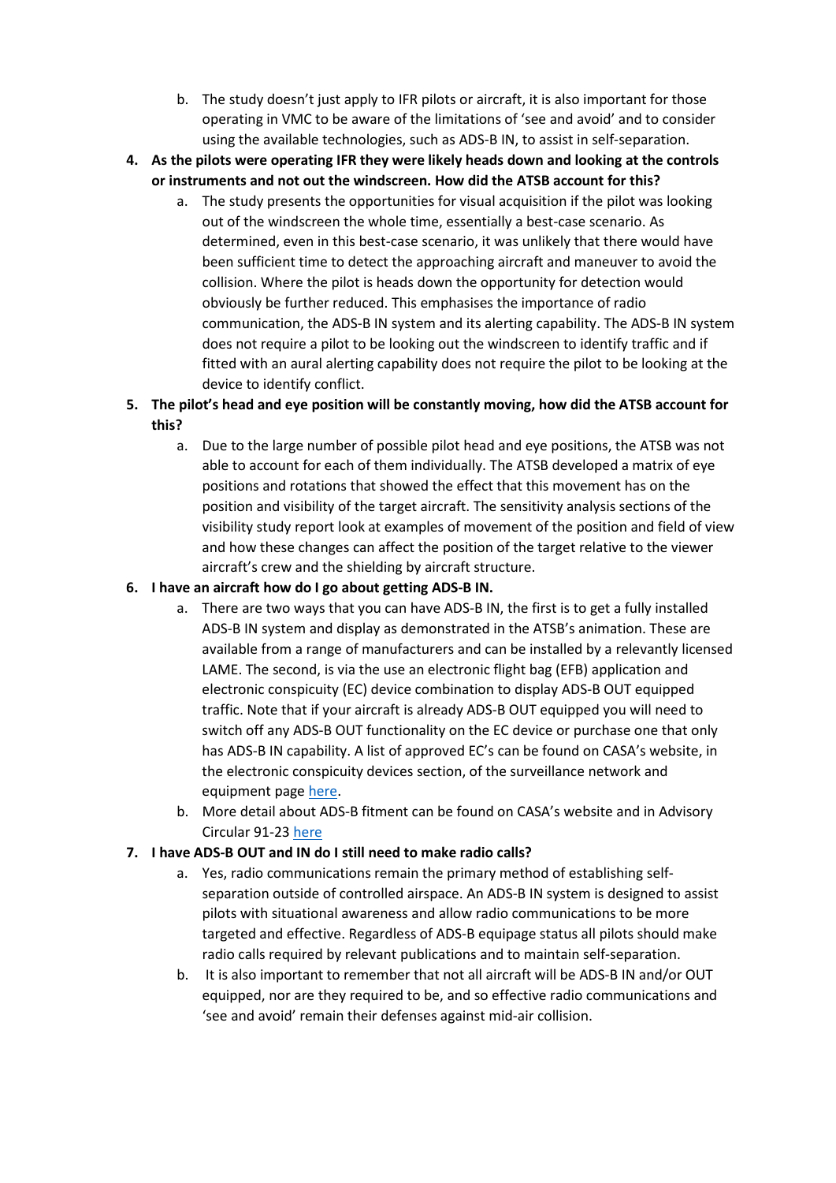b. The study doesn't just apply to IFR pilots or aircraft, it is also important for those operating in VMC to be aware of the limitations of 'see and avoid' and to consider using the available technologies, such as ADS-B IN, to assist in self-separation.

4. **As the pilots were operating IFR they were likely heads down and looking at the controls or instruments and not out the windscreen. How did the ATSB account for this?**
   a. The study presents the opportunities for visual acquisition if the pilot was looking out of the windscreen the whole time, essentially a best-case scenario. As determined, even in this best-case scenario, it was unlikely that there would have been sufficient time to detect the approaching aircraft and maneuver to avoid the collision. Where the pilot is heads down the opportunity for detection would obviously be further reduced. This emphasises the importance of radio communication, the ADS-B IN system and its alerting capability. The ADS-B IN system does not require a pilot to be looking out the windscreen to identify traffic and if fitted with an aural alerting capability does not require the pilot to be looking at the device to identify conflict.

5. **The pilot's head and eye position will be constantly moving, how did the ATSB account for this?**
   a. Due to the large number of possible pilot head and eye positions, the ATSB was not able to account for each of them individually. The ATSB developed a matrix of eye positions and rotations that showed the effect that this movement has on the position and visibility of the target aircraft. The sensitivity analysis sections of the visibility study report look at examples of movement of the position and field of view and how these changes can affect the position of the target relative to the viewer aircraft's crew and the shielding by aircraft structure.

6. **I have an aircraft how do I go about getting ADS-B IN.**
   a. There are two ways that you can have ADS-B IN, the first is to get a fully installed ADS-B IN system and display as demonstrated in the ATSB's animation. These are available from a range of manufacturers and can be installed by a relevantly licensed LAME. The second, is via the use an electronic flight bag (EFB) application and electronic conspicuity (EC) device combination to display ADS-B OUT equipped traffic. Note that if your aircraft is already ADS-B OUT equipped you will need to switch off any ADS-B OUT functionality on the EC device or purchase one that only has ADS-B IN capability. A list of approved EC's can be found on CASA's website, in the electronic conspicuity devices section, of the surveillance network and equipment page here.
   b. More detail about ADS-B fitment can be found on CASA's website and in Advisory Circular 91-23 here

7. **I have ADS-B OUT and IN do I still need to make radio calls?**
   a. Yes, radio communications remain the primary method of establishing self-separation outside of controlled airspace. An ADS-B IN system is designed to assist pilots with situational awareness and allow radio communications to be more targeted and effective. Regardless of ADS-B equipage status all pilots should make radio calls required by relevant publications and to maintain self-separation.
   b. It is also important to remember that not all aircraft will be ADS-B IN and/or OUT equipped, nor are they required to be, and so effective radio communications and 'see and avoid' remain their defenses against mid-air collision.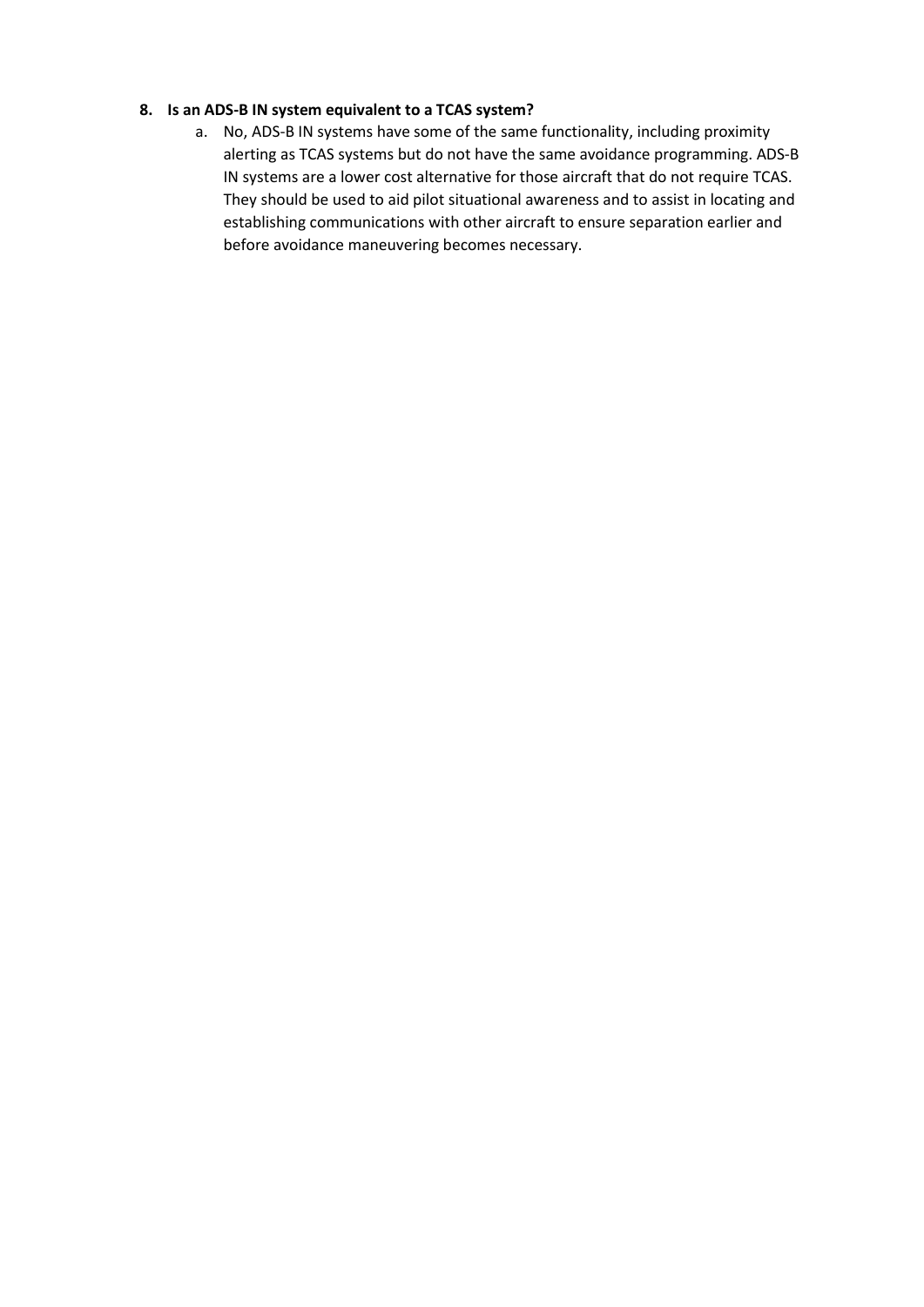8. **Is an ADS-B IN system equivalent to a TCAS system?**
    a. No, ADS-B IN systems have some of the same functionality, including proximity alerting as TCAS systems but do not have the same avoidance programming. ADS-B IN systems are a lower cost alternative for those aircraft that do not require TCAS. They should be used to aid pilot situational awareness and to assist in locating and establishing communications with other aircraft to ensure separation earlier and before avoidance maneuvering becomes necessary.